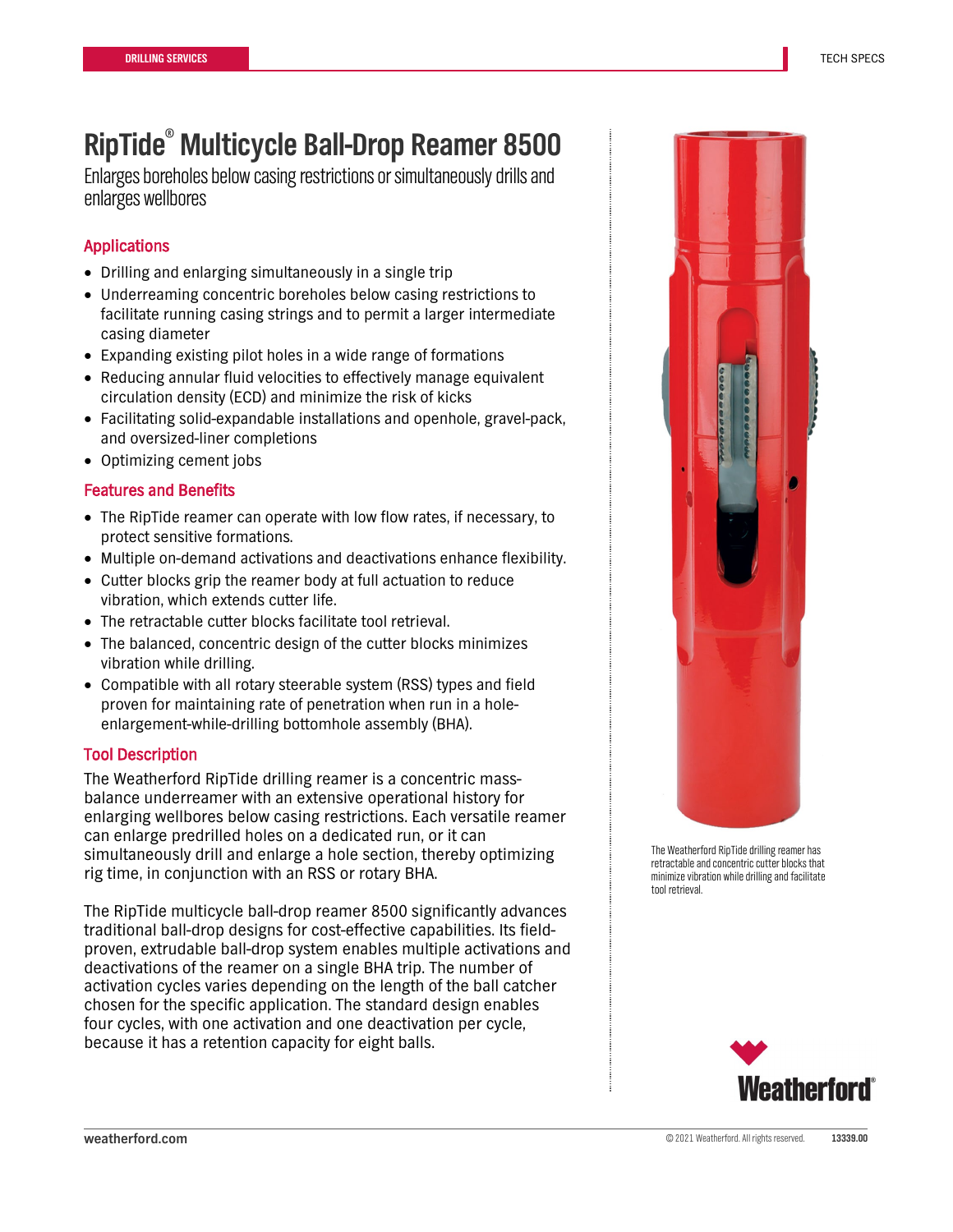# RipTide® Multicycle Ball-Drop Reamer 8500

Enlarges boreholes below casing restrictions or simultaneously drills and enlarges wellbores

## Applications

- Drilling and enlarging simultaneously in a single trip
- Underreaming concentric boreholes below casing restrictions to facilitate running casing strings and to permit a larger intermediate casing diameter
- Expanding existing pilot holes in a wide range of formations
- Reducing annular fluid velocities to effectively manage equivalent circulation density (ECD) and minimize the risk of kicks
- Facilitating solid-expandable installations and openhole, gravel-pack, and oversized-liner completions
- Optimizing cement jobs

## Features and Benefits

- The RipTide reamer can operate with low flow rates, if necessary, to protect sensitive formations.
- Multiple on-demand activations and deactivations enhance flexibility.
- Cutter blocks grip the reamer body at full actuation to reduce vibration, which extends cutter life.
- The retractable cutter blocks facilitate tool retrieval.
- The balanced, concentric design of the cutter blocks minimizes vibration while drilling.
- Compatible with all rotary steerable system (RSS) types and field proven for maintaining rate of penetration when run in a hole-enlargement-while-drilling bottomhole assembly (BHA).

## Tool Description

The Weatherford RipTide drilling reamer is a concentric mass-balance underreamer with an extensive operational history for enlarging wellbores below casing restrictions. Each versatile reamer can enlarge predrilled holes on a dedicated run, or it can simultaneously drill and enlarge a hole section, thereby optimizing rig time, in conjunction with an RSS or rotary BHA.

The RipTide multicycle ball-drop reamer 8500 significantly advances traditional ball-drop designs for cost-effective capabilities. Its field-proven, extrudable ball-drop system enables multiple activations and deactivations of the reamer on a single BHA trip. The number of activation cycles varies depending on the length of the ball catcher chosen for the specific application. The standard design enables four cycles, with one activation and one deactivation per cycle, because it has a retention capacity for eight balls.

The Weatherford RipTide drilling reamer has retractable and concentric cutter blocks that minimize vibration while drilling and facilitate tool retrieval.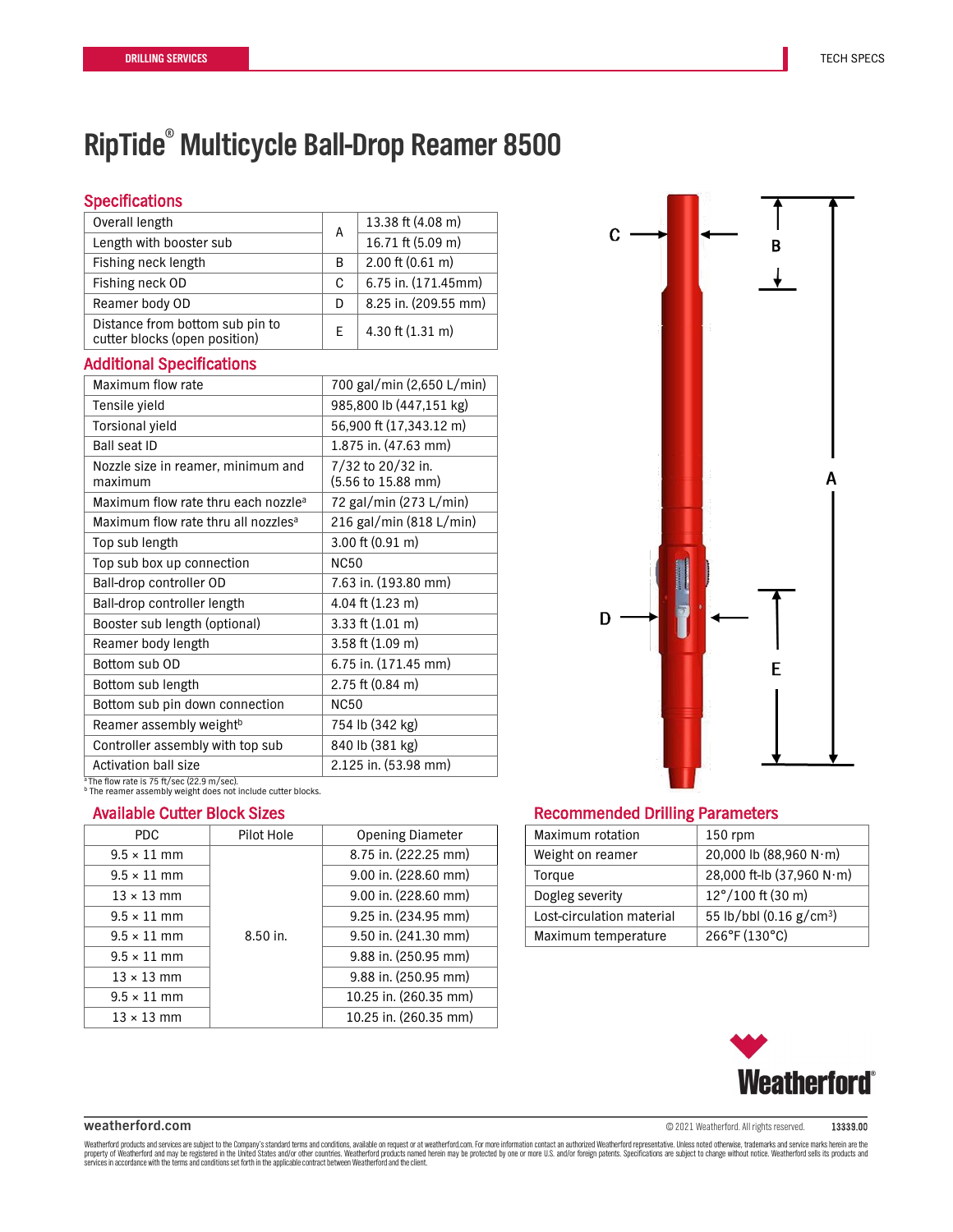# RipTide® Multicycle Ball-Drop Reamer 8500

## Specifications

| | | |
|---|---|---|
| Overall length | A | 13.38 ft (4.08 m) |
| Length with booster sub | | 16.71 ft (5.09 m) |
| Fishing neck length | B | 2.00 ft (0.61 m) |
| Fishing neck OD | C | 6.75 in. (171.45mm) |
| Reamer body OD | D | 8.25 in. (209.55 mm) |
| Distance from bottom sub pin to cutter blocks (open position) | E | 4.30 ft (1.31 m) |

## Additional Specifications

| | |
|---|---|
| Maximum flow rate | 700 gal/min (2,650 L/min) |
| Tensile yield | 985,800 lb (447,151 kg) |
| Torsional yield | 56,900 ft (17,343.12 m) |
| Ball seat ID | 1.875 in. (47.63 mm) |
| Nozzle size in reamer, minimum and maximum | 7/32 to 20/32 in. (5.56 to 15.88 mm) |
| Maximum flow rate thru each nozzle[a] | 72 gal/min (273 L/min) |
| Maximum flow rate thru all nozzles[a] | 216 gal/min (818 L/min) |
| Top sub length | 3.00 ft (0.91 m) |
| Top sub box up connection | NC50 |
| Ball-drop controller OD | 7.63 in. (193.80 mm) |
| Ball-drop controller length | 4.04 ft (1.23 m) |
| Booster sub length (optional) | 3.33 ft (1.01 m) |
| Reamer body length | 3.58 ft (1.09 m) |
| Bottom sub OD | 6.75 in. (171.45 mm) |
| Bottom sub length | 2.75 ft (0.84 m) |
| Bottom sub pin down connection | NC50 |
| Reamer assembly weight[b] | 754 lb (342 kg) |
| Controller assembly with top sub | 840 lb (381 kg) |
| Activation ball size | 2.125 in. (53.98 mm) |

[a] The flow rate is 75 ft/sec (22.9 m/sec).
[b] The reamer assembly weight does not include cutter blocks.

C
B
A
D
E

## Available Cutter Block Sizes

| PDC | Pilot Hole | Opening Diameter |
|---|---|---|
| 9.5 × 11 mm | 8.50 in. | 8.75 in. (222.25 mm) |
| 9.5 × 11 mm | | 9.00 in. (228.60 mm) |
| 13 × 13 mm | | 9.00 in. (228.60 mm) |
| 9.5 × 11 mm | | 9.25 in. (234.95 mm) |
| 9.5 × 11 mm | | 9.50 in. (241.30 mm) |
| 9.5 × 11 mm | | 9.88 in. (250.95 mm) |
| 13 × 13 mm | | 9.88 in. (250.95 mm) |
| 9.5 × 11 mm | | 10.25 in. (260.35 mm) |
| 13 × 13 mm | | 10.25 in. (260.35 mm) |

## Recommended Drilling Parameters

| | |
|---|---|
| Maximum rotation | 150 rpm |
| Weight on reamer | 20,000 lb (88,960 N·m) |
| Torque | 28,000 ft-lb (37,960 N·m) |
| Dogleg severity | 12°/100 ft (30 m) |
| Lost-circulation material | 55 lb/bbl (0.16 g/cm³) |
| Maximum temperature | 266°F (130°C) |

weatherford.com

© 2021 Weatherford. All rights reserved. 13339.00

Weatherford products and services are subject to the Company's standard terms and conditions, available on request or at weatherford.com. For more information contact an authorized Weatherford representative. Unless noted otherwise, trademarks and service marks herein are the property of Weatherford and may be registered in the United States and/or other countries. Weatherford products named herein may be protected by one or more U.S. and/or foreign patents. Specifications are subject to change without notice. Weatherford sells its products and services in accordance with the terms and conditions set forth in the applicable contract between Weatherford and the client.